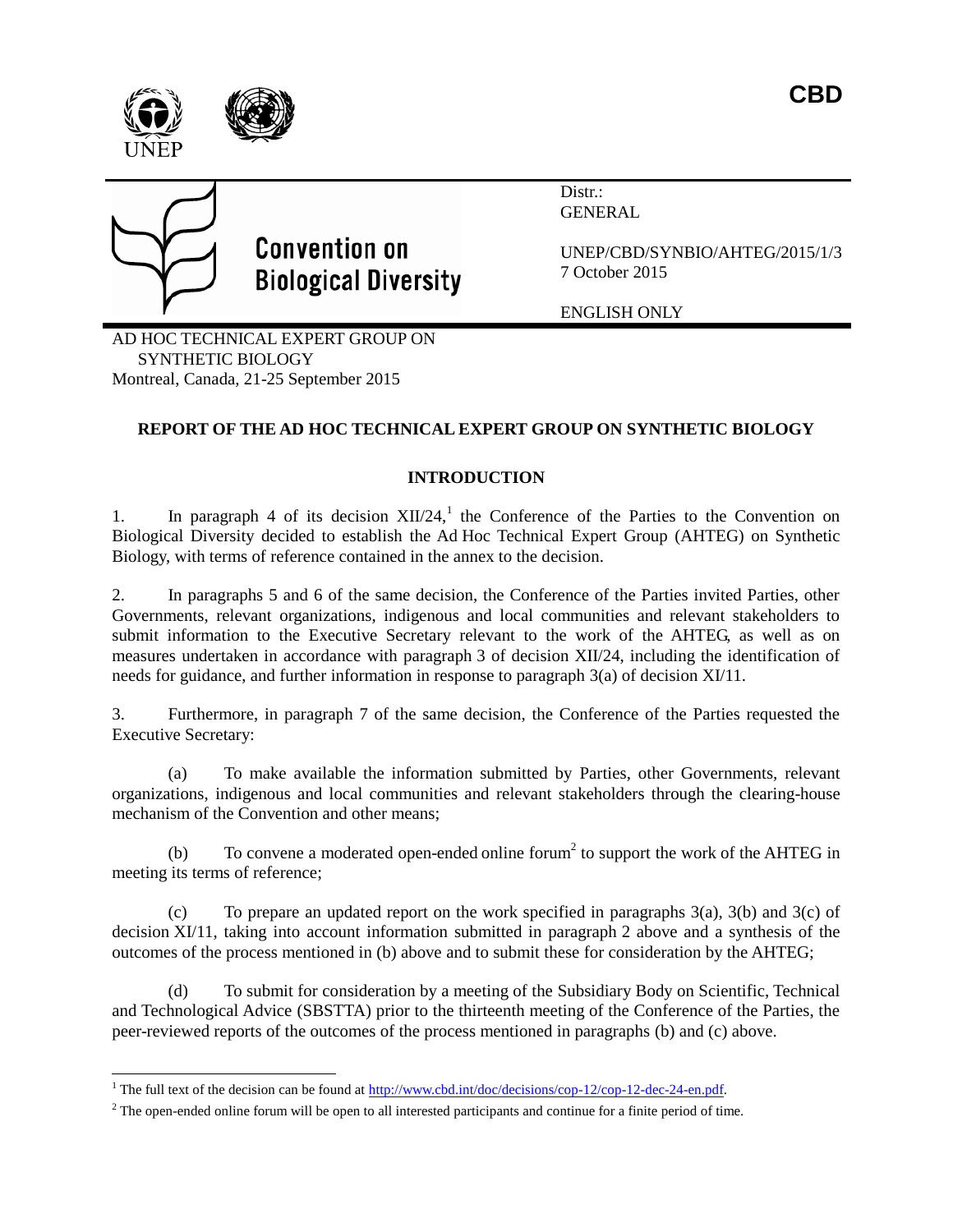CBD

Convention on Biological Diversity

Distr.: GENERAL

UNEP/CBD/SYNBIO/AHTEG/2015/1/3
7 October 2015

ENGLISH ONLY

AD HOC TECHNICAL EXPERT GROUP ON SYNTHETIC BIOLOGY
Montreal, Canada, 21-25 September 2015

# REPORT OF THE AD HOC TECHNICAL EXPERT GROUP ON SYNTHETIC BIOLOGY

## INTRODUCTION

1. In paragraph 4 of its decision XII/24,[1] the Conference of the Parties to the Convention on Biological Diversity decided to establish the Ad Hoc Technical Expert Group (AHTEG) on Synthetic Biology, with terms of reference contained in the annex to the decision.

2. In paragraphs 5 and 6 of the same decision, the Conference of the Parties invited Parties, other Governments, relevant organizations, indigenous and local communities and relevant stakeholders to submit information to the Executive Secretary relevant to the work of the AHTEG, as well as on measures undertaken in accordance with paragraph 3 of decision XII/24, including the identification of needs for guidance, and further information in response to paragraph 3(a) of decision XI/11.

3. Furthermore, in paragraph 7 of the same decision, the Conference of the Parties requested the Executive Secretary:

(a) To make available the information submitted by Parties, other Governments, relevant organizations, indigenous and local communities and relevant stakeholders through the clearing-house mechanism of the Convention and other means;

(b) To convene a moderated open-ended online forum[2] to support the work of the AHTEG in meeting its terms of reference;

(c) To prepare an updated report on the work specified in paragraphs 3(a), 3(b) and 3(c) of decision XI/11, taking into account information submitted in paragraph 2 above and a synthesis of the outcomes of the process mentioned in (b) above and to submit these for consideration by the AHTEG;

(d) To submit for consideration by a meeting of the Subsidiary Body on Scientific, Technical and Technological Advice (SBSTTA) prior to the thirteenth meeting of the Conference of the Parties, the peer-reviewed reports of the outcomes of the process mentioned in paragraphs (b) and (c) above.

---

[1] The full text of the decision can be found at http://www.cbd.int/doc/decisions/cop-12/cop-12-dec-24-en.pdf.

[2] The open-ended online forum will be open to all interested participants and continue for a finite period of time.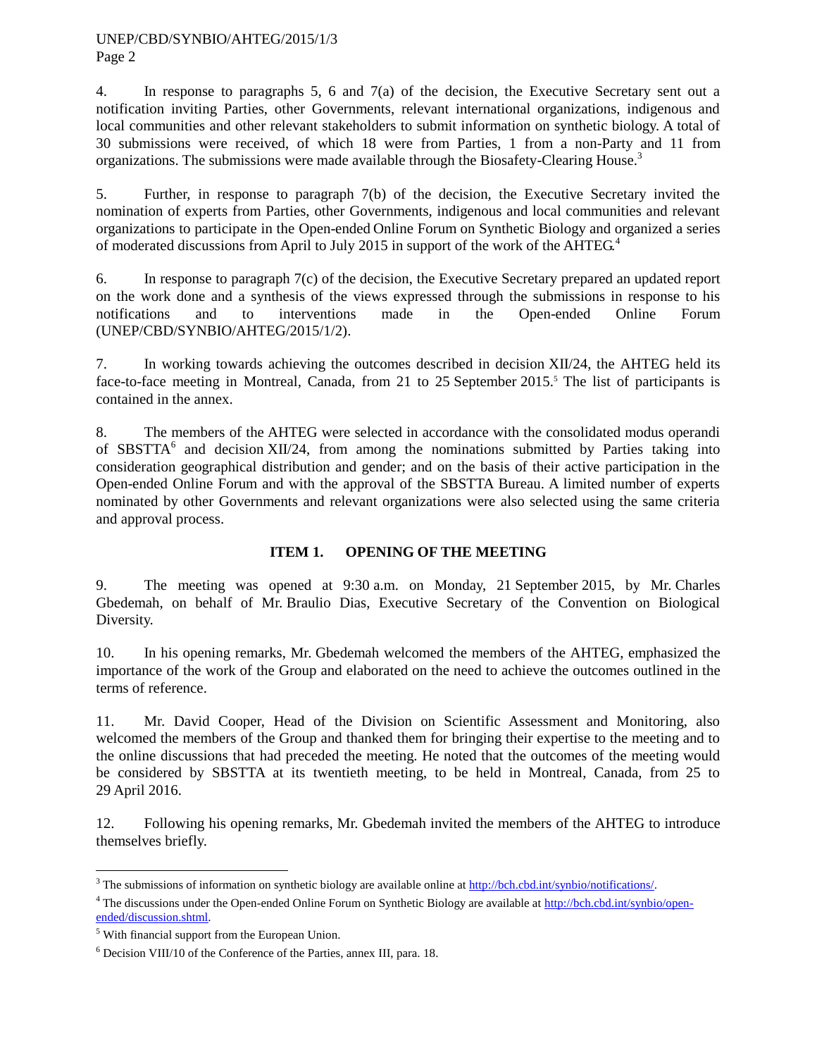4. In response to paragraphs 5, 6 and 7(a) of the decision, the Executive Secretary sent out a notification inviting Parties, other Governments, relevant international organizations, indigenous and local communities and other relevant stakeholders to submit information on synthetic biology. A total of 30 submissions were received, of which 18 were from Parties, 1 from a non-Party and 11 from organizations. The submissions were made available through the Biosafety-Clearing House.[3]

5. Further, in response to paragraph 7(b) of the decision, the Executive Secretary invited the nomination of experts from Parties, other Governments, indigenous and local communities and relevant organizations to participate in the Open-ended Online Forum on Synthetic Biology and organized a series of moderated discussions from April to July 2015 in support of the work of the AHTEG.[4]

6. In response to paragraph 7(c) of the decision, the Executive Secretary prepared an updated report on the work done and a synthesis of the views expressed through the submissions in response to his notifications and to interventions made in the Open-ended Online Forum (UNEP/CBD/SYNBIO/AHTEG/2015/1/2).

7. In working towards achieving the outcomes described in decision XII/24, the AHTEG held its face-to-face meeting in Montreal, Canada, from 21 to 25 September 2015.[5] The list of participants is contained in the annex.

8. The members of the AHTEG were selected in accordance with the consolidated modus operandi of SBSTTA[6] and decision XII/24, from among the nominations submitted by Parties taking into consideration geographical distribution and gender; and on the basis of their active participation in the Open-ended Online Forum and with the approval of the SBSTTA Bureau. A limited number of experts nominated by other Governments and relevant organizations were also selected using the same criteria and approval process.

## ITEM 1. OPENING OF THE MEETING

9. The meeting was opened at 9:30 a.m. on Monday, 21 September 2015, by Mr. Charles Gbedemah, on behalf of Mr. Braulio Dias, Executive Secretary of the Convention on Biological Diversity.

10. In his opening remarks, Mr. Gbedemah welcomed the members of the AHTEG, emphasized the importance of the work of the Group and elaborated on the need to achieve the outcomes outlined in the terms of reference.

11. Mr. David Cooper, Head of the Division on Scientific Assessment and Monitoring, also welcomed the members of the Group and thanked them for bringing their expertise to the meeting and to the online discussions that had preceded the meeting. He noted that the outcomes of the meeting would be considered by SBSTTA at its twentieth meeting, to be held in Montreal, Canada, from 25 to 29 April 2016.

12. Following his opening remarks, Mr. Gbedemah invited the members of the AHTEG to introduce themselves briefly.

---

[3] The submissions of information on synthetic biology are available online at http://bch.cbd.int/synbio/notifications/.

[4] The discussions under the Open-ended Online Forum on Synthetic Biology are available at http://bch.cbd.int/synbio/open-ended/discussion.shtml.

[5] With financial support from the European Union.

[6] Decision VIII/10 of the Conference of the Parties, annex III, para. 18.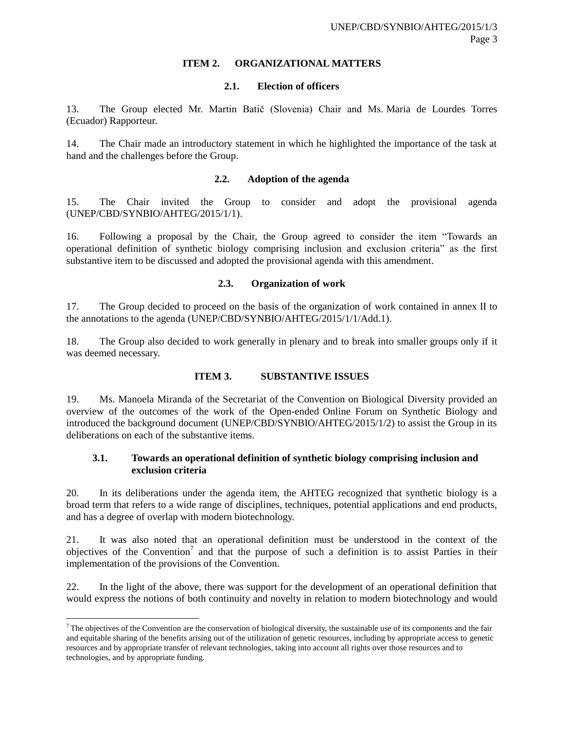## ITEM 2. ORGANIZATIONAL MATTERS

### 2.1. Election of officers

13. The Group elected Mr. Martin Batič (Slovenia) Chair and Ms. Maria de Lourdes Torres (Ecuador) Rapporteur.

14. The Chair made an introductory statement in which he highlighted the importance of the task at hand and the challenges before the Group.

### 2.2. Adoption of the agenda

15. The Chair invited the Group to consider and adopt the provisional agenda (UNEP/CBD/SYNBIO/AHTEG/2015/1/1).

16. Following a proposal by the Chair, the Group agreed to consider the item "Towards an operational definition of synthetic biology comprising inclusion and exclusion criteria" as the first substantive item to be discussed and adopted the provisional agenda with this amendment.

### 2.3. Organization of work

17. The Group decided to proceed on the basis of the organization of work contained in annex II to the annotations to the agenda (UNEP/CBD/SYNBIO/AHTEG/2015/1/1/Add.1).

18. The Group also decided to work generally in plenary and to break into smaller groups only if it was deemed necessary.

## ITEM 3. SUBSTANTIVE ISSUES

19. Ms. Manoela Miranda of the Secretariat of the Convention on Biological Diversity provided an overview of the outcomes of the work of the Open-ended Online Forum on Synthetic Biology and introduced the background document (UNEP/CBD/SYNBIO/AHTEG/2015/1/2) to assist the Group in its deliberations on each of the substantive items.

### 3.1. Towards an operational definition of synthetic biology comprising inclusion and exclusion criteria

20. In its deliberations under the agenda item, the AHTEG recognized that synthetic biology is a broad term that refers to a wide range of disciplines, techniques, potential applications and end products, and has a degree of overlap with modern biotechnology.

21. It was also noted that an operational definition must be understood in the context of the objectives of the Convention[7] and that the purpose of such a definition is to assist Parties in their implementation of the provisions of the Convention.

22. In the light of the above, there was support for the development of an operational definition that would express the notions of both continuity and novelty in relation to modern biotechnology and would

---

[7] The objectives of the Convention are the conservation of biological diversity, the sustainable use of its components and the fair and equitable sharing of the benefits arising out of the utilization of genetic resources, including by appropriate access to genetic resources and by appropriate transfer of relevant technologies, taking into account all rights over those resources and to technologies, and by appropriate funding.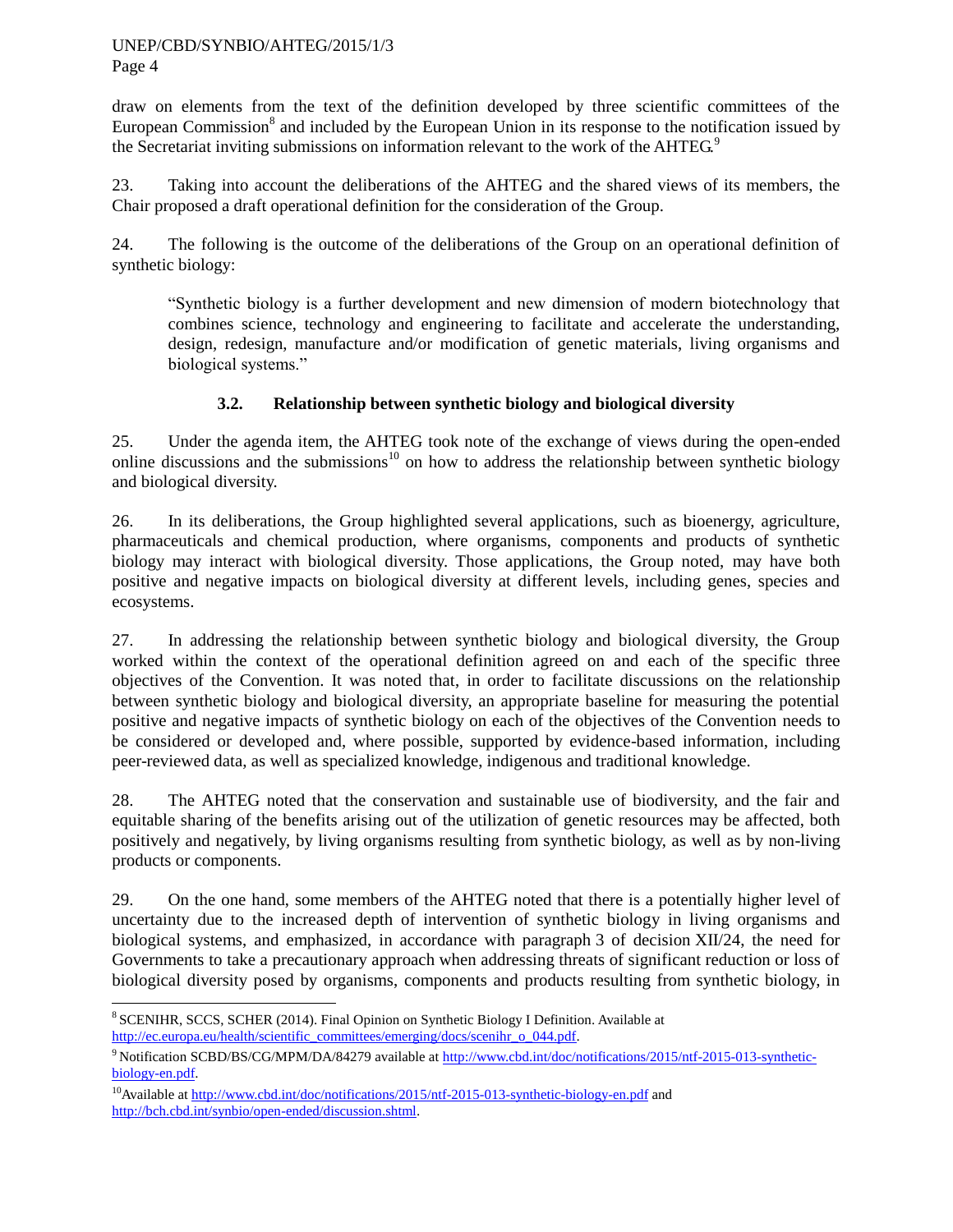draw on elements from the text of the definition developed by three scientific committees of the European Commission[8] and included by the European Union in its response to the notification issued by the Secretariat inviting submissions on information relevant to the work of the AHTEG.[9]

23. Taking into account the deliberations of the AHTEG and the shared views of its members, the Chair proposed a draft operational definition for the consideration of the Group.

24. The following is the outcome of the deliberations of the Group on an operational definition of synthetic biology:

> "Synthetic biology is a further development and new dimension of modern biotechnology that combines science, technology and engineering to facilitate and accelerate the understanding, design, redesign, manufacture and/or modification of genetic materials, living organisms and biological systems."

### 3.2. Relationship between synthetic biology and biological diversity

25. Under the agenda item, the AHTEG took note of the exchange of views during the open-ended online discussions and the submissions[10] on how to address the relationship between synthetic biology and biological diversity.

26. In its deliberations, the Group highlighted several applications, such as bioenergy, agriculture, pharmaceuticals and chemical production, where organisms, components and products of synthetic biology may interact with biological diversity. Those applications, the Group noted, may have both positive and negative impacts on biological diversity at different levels, including genes, species and ecosystems.

27. In addressing the relationship between synthetic biology and biological diversity, the Group worked within the context of the operational definition agreed on and each of the specific three objectives of the Convention. It was noted that, in order to facilitate discussions on the relationship between synthetic biology and biological diversity, an appropriate baseline for measuring the potential positive and negative impacts of synthetic biology on each of the objectives of the Convention needs to be considered or developed and, where possible, supported by evidence-based information, including peer-reviewed data, as well as specialized knowledge, indigenous and traditional knowledge.

28. The AHTEG noted that the conservation and sustainable use of biodiversity, and the fair and equitable sharing of the benefits arising out of the utilization of genetic resources may be affected, both positively and negatively, by living organisms resulting from synthetic biology, as well as by non-living products or components.

29. On the one hand, some members of the AHTEG noted that there is a potentially higher level of uncertainty due to the increased depth of intervention of synthetic biology in living organisms and biological systems, and emphasized, in accordance with paragraph 3 of decision XII/24, the need for Governments to take a precautionary approach when addressing threats of significant reduction or loss of biological diversity posed by organisms, components and products resulting from synthetic biology, in

---

[8] SCENIHR, SCCS, SCHER (2014). Final Opinion on Synthetic Biology I Definition. Available at http://ec.europa.eu/health/scientific_committees/emerging/docs/scenihr_o_044.pdf.

[9] Notification SCBD/BS/CG/MPM/DA/84279 available at http://www.cbd.int/doc/notifications/2015/ntf-2015-013-synthetic-biology-en.pdf.

[10] Available at http://www.cbd.int/doc/notifications/2015/ntf-2015-013-synthetic-biology-en.pdf and http://bch.cbd.int/synbio/open-ended/discussion.shtml.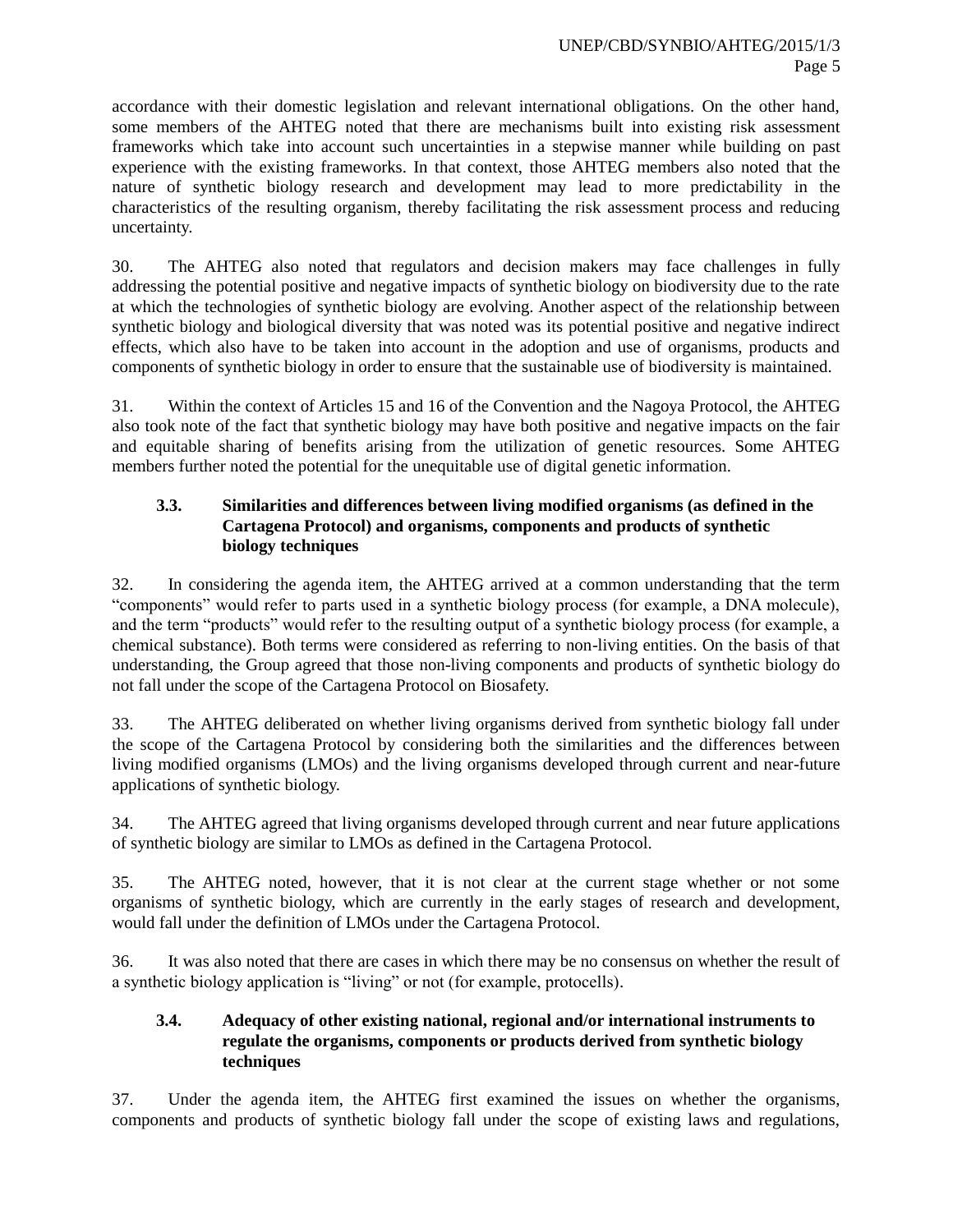accordance with their domestic legislation and relevant international obligations. On the other hand, some members of the AHTEG noted that there are mechanisms built into existing risk assessment frameworks which take into account such uncertainties in a stepwise manner while building on past experience with the existing frameworks. In that context, those AHTEG members also noted that the nature of synthetic biology research and development may lead to more predictability in the characteristics of the resulting organism, thereby facilitating the risk assessment process and reducing uncertainty.

30. The AHTEG also noted that regulators and decision makers may face challenges in fully addressing the potential positive and negative impacts of synthetic biology on biodiversity due to the rate at which the technologies of synthetic biology are evolving. Another aspect of the relationship between synthetic biology and biological diversity that was noted was its potential positive and negative indirect effects, which also have to be taken into account in the adoption and use of organisms, products and components of synthetic biology in order to ensure that the sustainable use of biodiversity is maintained.

31. Within the context of Articles 15 and 16 of the Convention and the Nagoya Protocol, the AHTEG also took note of the fact that synthetic biology may have both positive and negative impacts on the fair and equitable sharing of benefits arising from the utilization of genetic resources. Some AHTEG members further noted the potential for the unequitable use of digital genetic information.

### 3.3. Similarities and differences between living modified organisms (as defined in the Cartagena Protocol) and organisms, components and products of synthetic biology techniques

32. In considering the agenda item, the AHTEG arrived at a common understanding that the term "components" would refer to parts used in a synthetic biology process (for example, a DNA molecule), and the term "products" would refer to the resulting output of a synthetic biology process (for example, a chemical substance). Both terms were considered as referring to non-living entities. On the basis of that understanding, the Group agreed that those non-living components and products of synthetic biology do not fall under the scope of the Cartagena Protocol on Biosafety.

33. The AHTEG deliberated on whether living organisms derived from synthetic biology fall under the scope of the Cartagena Protocol by considering both the similarities and the differences between living modified organisms (LMOs) and the living organisms developed through current and near-future applications of synthetic biology.

34. The AHTEG agreed that living organisms developed through current and near future applications of synthetic biology are similar to LMOs as defined in the Cartagena Protocol.

35. The AHTEG noted, however, that it is not clear at the current stage whether or not some organisms of synthetic biology, which are currently in the early stages of research and development, would fall under the definition of LMOs under the Cartagena Protocol.

36. It was also noted that there are cases in which there may be no consensus on whether the result of a synthetic biology application is "living" or not (for example, protocells).

### 3.4. Adequacy of other existing national, regional and/or international instruments to regulate the organisms, components or products derived from synthetic biology techniques

37. Under the agenda item, the AHTEG first examined the issues on whether the organisms, components and products of synthetic biology fall under the scope of existing laws and regulations,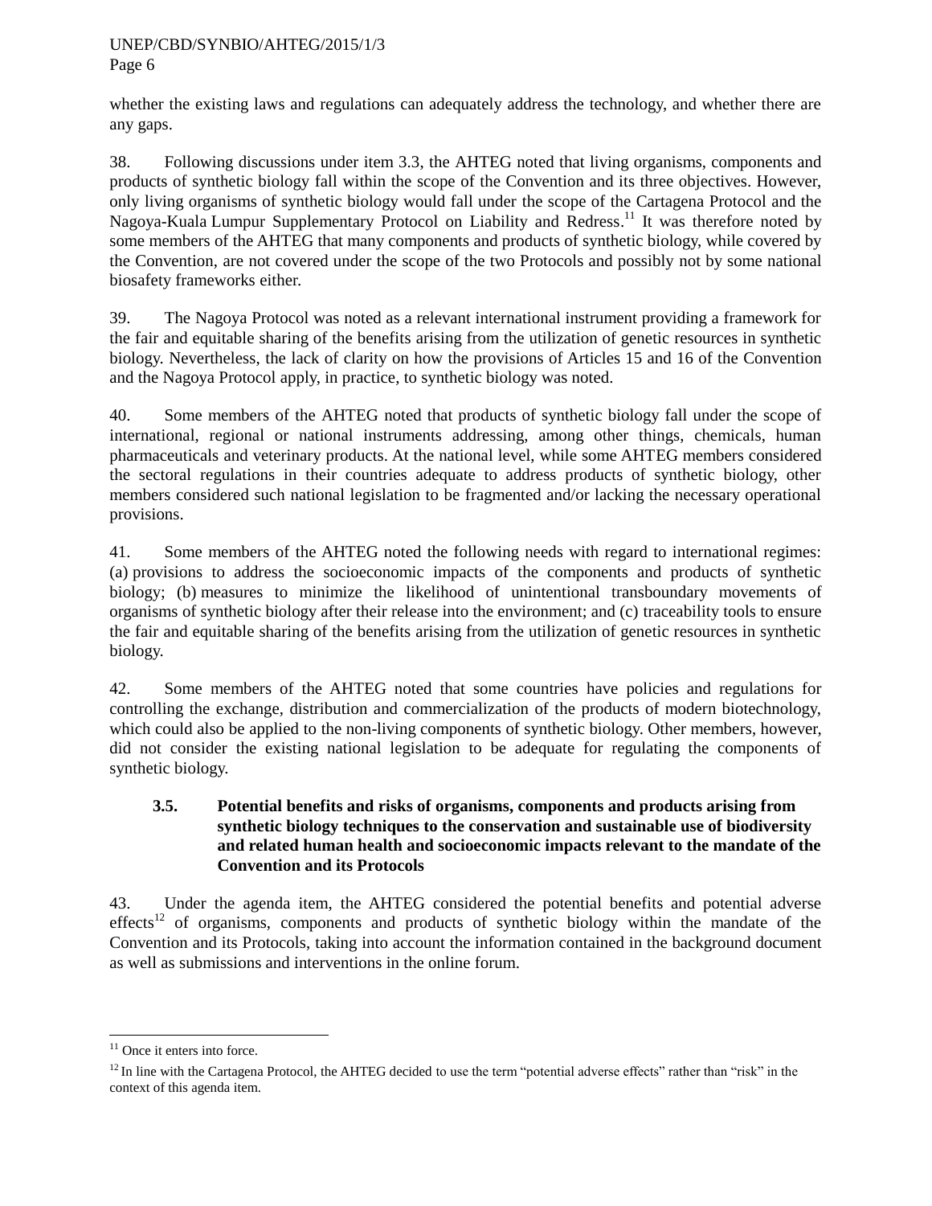whether the existing laws and regulations can adequately address the technology, and whether there are any gaps.

38. Following discussions under item 3.3, the AHTEG noted that living organisms, components and products of synthetic biology fall within the scope of the Convention and its three objectives. However, only living organisms of synthetic biology would fall under the scope of the Cartagena Protocol and the Nagoya-Kuala Lumpur Supplementary Protocol on Liability and Redress.[11] It was therefore noted by some members of the AHTEG that many components and products of synthetic biology, while covered by the Convention, are not covered under the scope of the two Protocols and possibly not by some national biosafety frameworks either.

39. The Nagoya Protocol was noted as a relevant international instrument providing a framework for the fair and equitable sharing of the benefits arising from the utilization of genetic resources in synthetic biology. Nevertheless, the lack of clarity on how the provisions of Articles 15 and 16 of the Convention and the Nagoya Protocol apply, in practice, to synthetic biology was noted.

40. Some members of the AHTEG noted that products of synthetic biology fall under the scope of international, regional or national instruments addressing, among other things, chemicals, human pharmaceuticals and veterinary products. At the national level, while some AHTEG members considered the sectoral regulations in their countries adequate to address products of synthetic biology, other members considered such national legislation to be fragmented and/or lacking the necessary operational provisions.

41. Some members of the AHTEG noted the following needs with regard to international regimes: (a) provisions to address the socioeconomic impacts of the components and products of synthetic biology; (b) measures to minimize the likelihood of unintentional transboundary movements of organisms of synthetic biology after their release into the environment; and (c) traceability tools to ensure the fair and equitable sharing of the benefits arising from the utilization of genetic resources in synthetic biology.

42. Some members of the AHTEG noted that some countries have policies and regulations for controlling the exchange, distribution and commercialization of the products of modern biotechnology, which could also be applied to the non-living components of synthetic biology. Other members, however, did not consider the existing national legislation to be adequate for regulating the components of synthetic biology.

### 3.5. Potential benefits and risks of organisms, components and products arising from synthetic biology techniques to the conservation and sustainable use of biodiversity and related human health and socioeconomic impacts relevant to the mandate of the Convention and its Protocols

43. Under the agenda item, the AHTEG considered the potential benefits and potential adverse effects[12] of organisms, components and products of synthetic biology within the mandate of the Convention and its Protocols, taking into account the information contained in the background document as well as submissions and interventions in the online forum.

---

[11] Once it enters into force.

[12] In line with the Cartagena Protocol, the AHTEG decided to use the term "potential adverse effects" rather than "risk" in the context of this agenda item.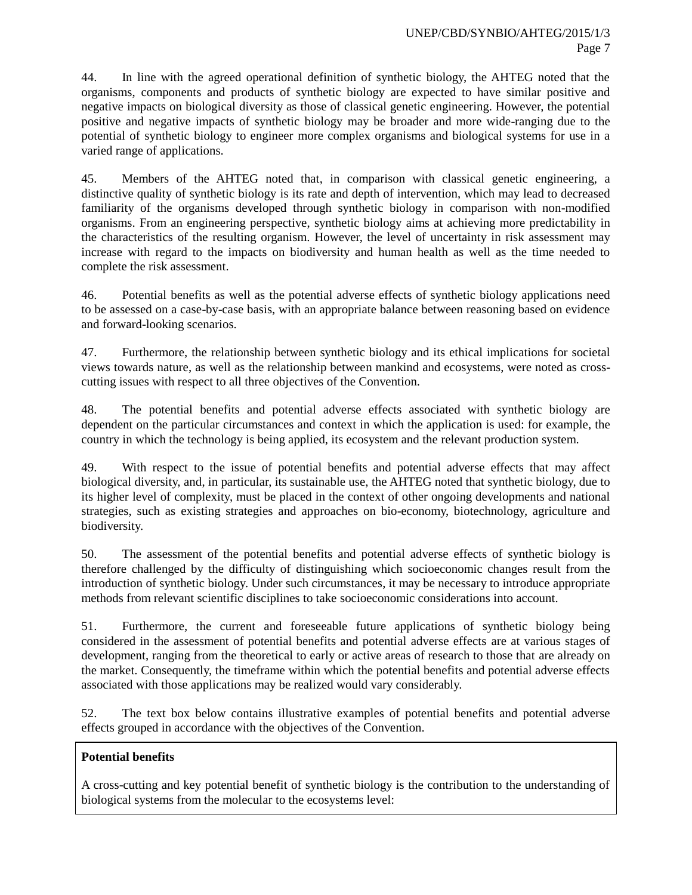44. In line with the agreed operational definition of synthetic biology, the AHTEG noted that the organisms, components and products of synthetic biology are expected to have similar positive and negative impacts on biological diversity as those of classical genetic engineering. However, the potential positive and negative impacts of synthetic biology may be broader and more wide-ranging due to the potential of synthetic biology to engineer more complex organisms and biological systems for use in a varied range of applications.

45. Members of the AHTEG noted that, in comparison with classical genetic engineering, a distinctive quality of synthetic biology is its rate and depth of intervention, which may lead to decreased familiarity of the organisms developed through synthetic biology in comparison with non-modified organisms. From an engineering perspective, synthetic biology aims at achieving more predictability in the characteristics of the resulting organism. However, the level of uncertainty in risk assessment may increase with regard to the impacts on biodiversity and human health as well as the time needed to complete the risk assessment.

46. Potential benefits as well as the potential adverse effects of synthetic biology applications need to be assessed on a case-by-case basis, with an appropriate balance between reasoning based on evidence and forward-looking scenarios.

47. Furthermore, the relationship between synthetic biology and its ethical implications for societal views towards nature, as well as the relationship between mankind and ecosystems, were noted as cross-cutting issues with respect to all three objectives of the Convention.

48. The potential benefits and potential adverse effects associated with synthetic biology are dependent on the particular circumstances and context in which the application is used: for example, the country in which the technology is being applied, its ecosystem and the relevant production system.

49. With respect to the issue of potential benefits and potential adverse effects that may affect biological diversity, and, in particular, its sustainable use, the AHTEG noted that synthetic biology, due to its higher level of complexity, must be placed in the context of other ongoing developments and national strategies, such as existing strategies and approaches on bio-economy, biotechnology, agriculture and biodiversity.

50. The assessment of the potential benefits and potential adverse effects of synthetic biology is therefore challenged by the difficulty of distinguishing which socioeconomic changes result from the introduction of synthetic biology. Under such circumstances, it may be necessary to introduce appropriate methods from relevant scientific disciplines to take socioeconomic considerations into account.

51. Furthermore, the current and foreseeable future applications of synthetic biology being considered in the assessment of potential benefits and potential adverse effects are at various stages of development, ranging from the theoretical to early or active areas of research to those that are already on the market. Consequently, the timeframe within which the potential benefits and potential adverse effects associated with those applications may be realized would vary considerably.

52. The text box below contains illustrative examples of potential benefits and potential adverse effects grouped in accordance with the objectives of the Convention.

**Potential benefits**

A cross-cutting and key potential benefit of synthetic biology is the contribution to the understanding of biological systems from the molecular to the ecosystems level: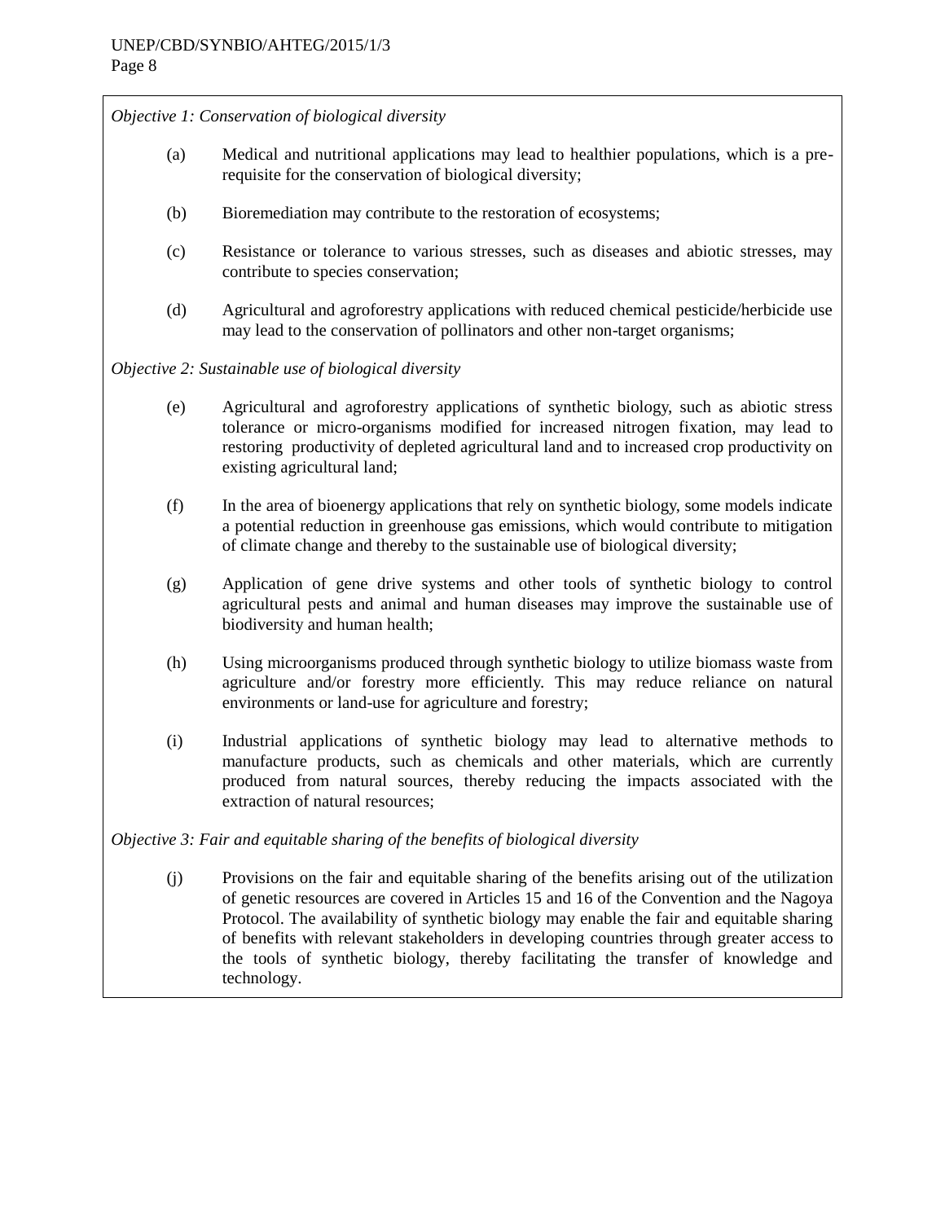*Objective 1: Conservation of biological diversity*

(a) Medical and nutritional applications may lead to healthier populations, which is a pre-requisite for the conservation of biological diversity;

(b) Bioremediation may contribute to the restoration of ecosystems;

(c) Resistance or tolerance to various stresses, such as diseases and abiotic stresses, may contribute to species conservation;

(d) Agricultural and agroforestry applications with reduced chemical pesticide/herbicide use may lead to the conservation of pollinators and other non-target organisms;

*Objective 2: Sustainable use of biological diversity*

(e) Agricultural and agroforestry applications of synthetic biology, such as abiotic stress tolerance or micro-organisms modified for increased nitrogen fixation, may lead to restoring productivity of depleted agricultural land and to increased crop productivity on existing agricultural land;

(f) In the area of bioenergy applications that rely on synthetic biology, some models indicate a potential reduction in greenhouse gas emissions, which would contribute to mitigation of climate change and thereby to the sustainable use of biological diversity;

(g) Application of gene drive systems and other tools of synthetic biology to control agricultural pests and animal and human diseases may improve the sustainable use of biodiversity and human health;

(h) Using microorganisms produced through synthetic biology to utilize biomass waste from agriculture and/or forestry more efficiently. This may reduce reliance on natural environments or land-use for agriculture and forestry;

(i) Industrial applications of synthetic biology may lead to alternative methods to manufacture products, such as chemicals and other materials, which are currently produced from natural sources, thereby reducing the impacts associated with the extraction of natural resources;

*Objective 3: Fair and equitable sharing of the benefits of biological diversity*

(j) Provisions on the fair and equitable sharing of the benefits arising out of the utilization of genetic resources are covered in Articles 15 and 16 of the Convention and the Nagoya Protocol. The availability of synthetic biology may enable the fair and equitable sharing of benefits with relevant stakeholders in developing countries through greater access to the tools of synthetic biology, thereby facilitating the transfer of knowledge and technology.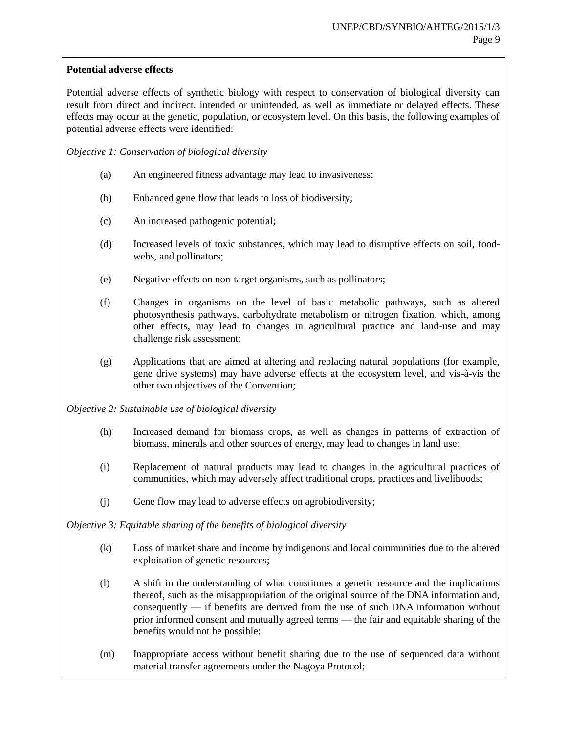**Potential adverse effects**

Potential adverse effects of synthetic biology with respect to conservation of biological diversity can result from direct and indirect, intended or unintended, as well as immediate or delayed effects. These effects may occur at the genetic, population, or ecosystem level. On this basis, the following examples of potential adverse effects were identified:

*Objective 1: Conservation of biological diversity*

(a) An engineered fitness advantage may lead to invasiveness;

(b) Enhanced gene flow that leads to loss of biodiversity;

(c) An increased pathogenic potential;

(d) Increased levels of toxic substances, which may lead to disruptive effects on soil, food-webs, and pollinators;

(e) Negative effects on non-target organisms, such as pollinators;

(f) Changes in organisms on the level of basic metabolic pathways, such as altered photosynthesis pathways, carbohydrate metabolism or nitrogen fixation, which, among other effects, may lead to changes in agricultural practice and land-use and may challenge risk assessment;

(g) Applications that are aimed at altering and replacing natural populations (for example, gene drive systems) may have adverse effects at the ecosystem level, and vis-à-vis the other two objectives of the Convention;

*Objective 2: Sustainable use of biological diversity*

(h) Increased demand for biomass crops, as well as changes in patterns of extraction of biomass, minerals and other sources of energy, may lead to changes in land use;

(i) Replacement of natural products may lead to changes in the agricultural practices of communities, which may adversely affect traditional crops, practices and livelihoods;

(j) Gene flow may lead to adverse effects on agrobiodiversity;

*Objective 3: Equitable sharing of the benefits of biological diversity*

(k) Loss of market share and income by indigenous and local communities due to the altered exploitation of genetic resources;

(l) A shift in the understanding of what constitutes a genetic resource and the implications thereof, such as the misappropriation of the original source of the DNA information and, consequently — if benefits are derived from the use of such DNA information without prior informed consent and mutually agreed terms — the fair and equitable sharing of the benefits would not be possible;

(m) Inappropriate access without benefit sharing due to the use of sequenced data without material transfer agreements under the Nagoya Protocol;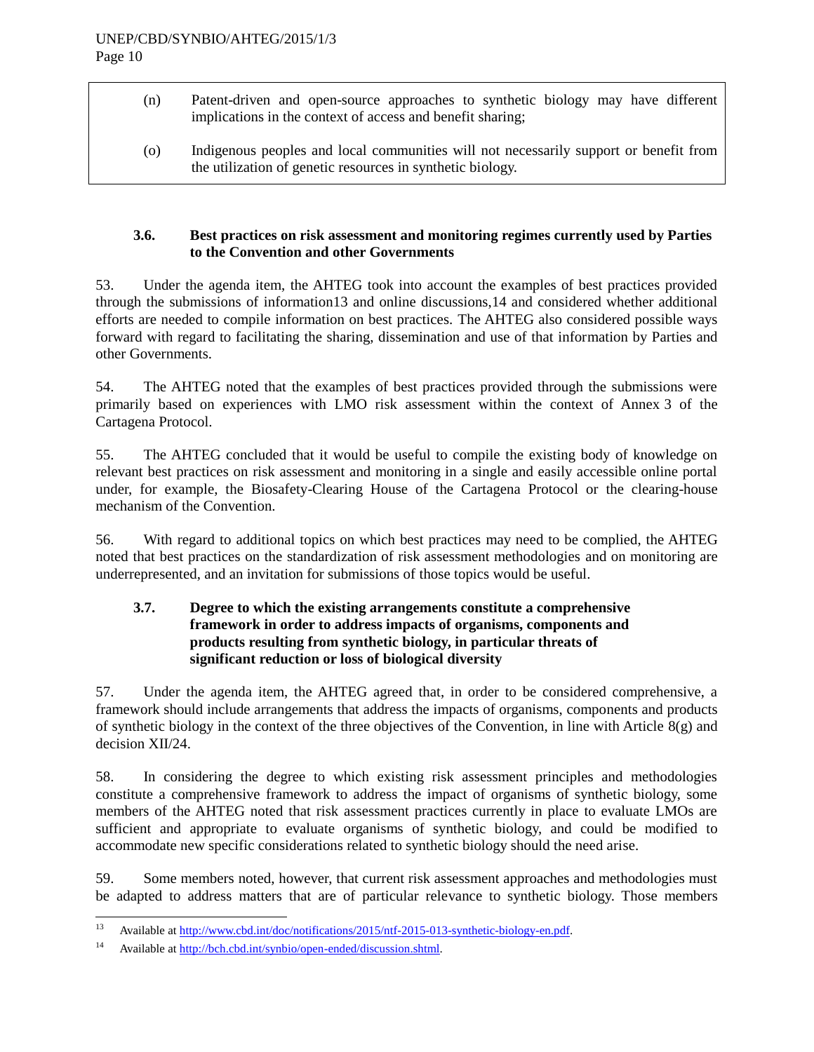(n) Patent-driven and open-source approaches to synthetic biology may have different implications in the context of access and benefit sharing;

(o) Indigenous peoples and local communities will not necessarily support or benefit from the utilization of genetic resources in synthetic biology.

### 3.6. Best practices on risk assessment and monitoring regimes currently used by Parties to the Convention and other Governments

53. Under the agenda item, the AHTEG took into account the examples of best practices provided through the submissions of information[13] and online discussions,[14] and considered whether additional efforts are needed to compile information on best practices. The AHTEG also considered possible ways forward with regard to facilitating the sharing, dissemination and use of that information by Parties and other Governments.

54. The AHTEG noted that the examples of best practices provided through the submissions were primarily based on experiences with LMO risk assessment within the context of Annex 3 of the Cartagena Protocol.

55. The AHTEG concluded that it would be useful to compile the existing body of knowledge on relevant best practices on risk assessment and monitoring in a single and easily accessible online portal under, for example, the Biosafety-Clearing House of the Cartagena Protocol or the clearing-house mechanism of the Convention.

56. With regard to additional topics on which best practices may need to be complied, the AHTEG noted that best practices on the standardization of risk assessment methodologies and on monitoring are underrepresented, and an invitation for submissions of those topics would be useful.

### 3.7. Degree to which the existing arrangements constitute a comprehensive framework in order to address impacts of organisms, components and products resulting from synthetic biology, in particular threats of significant reduction or loss of biological diversity

57. Under the agenda item, the AHTEG agreed that, in order to be considered comprehensive, a framework should include arrangements that address the impacts of organisms, components and products of synthetic biology in the context of the three objectives of the Convention, in line with Article 8(g) and decision XII/24.

58. In considering the degree to which existing risk assessment principles and methodologies constitute a comprehensive framework to address the impact of organisms of synthetic biology, some members of the AHTEG noted that risk assessment practices currently in place to evaluate LMOs are sufficient and appropriate to evaluate organisms of synthetic biology, and could be modified to accommodate new specific considerations related to synthetic biology should the need arise.

59. Some members noted, however, that current risk assessment approaches and methodologies must be adapted to address matters that are of particular relevance to synthetic biology. Those members

---

[13] Available at http://www.cbd.int/doc/notifications/2015/ntf-2015-013-synthetic-biology-en.pdf.

[14] Available at http://bch.cbd.int/synbio/open-ended/discussion.shtml.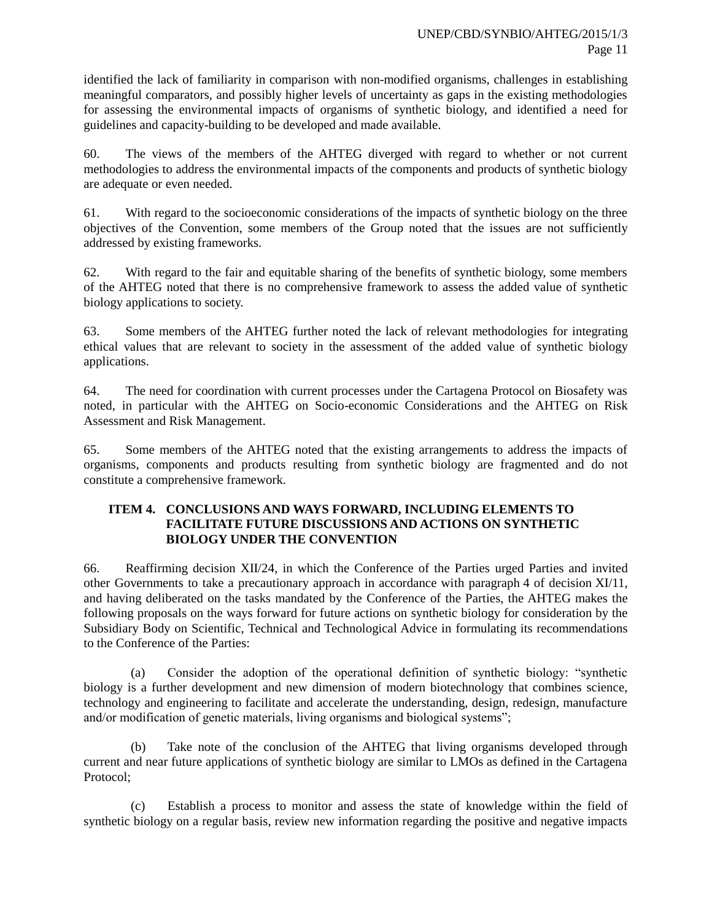identified the lack of familiarity in comparison with non-modified organisms, challenges in establishing meaningful comparators, and possibly higher levels of uncertainty as gaps in the existing methodologies for assessing the environmental impacts of organisms of synthetic biology, and identified a need for guidelines and capacity-building to be developed and made available.

60. The views of the members of the AHTEG diverged with regard to whether or not current methodologies to address the environmental impacts of the components and products of synthetic biology are adequate or even needed.

61. With regard to the socioeconomic considerations of the impacts of synthetic biology on the three objectives of the Convention, some members of the Group noted that the issues are not sufficiently addressed by existing frameworks.

62. With regard to the fair and equitable sharing of the benefits of synthetic biology, some members of the AHTEG noted that there is no comprehensive framework to assess the added value of synthetic biology applications to society.

63. Some members of the AHTEG further noted the lack of relevant methodologies for integrating ethical values that are relevant to society in the assessment of the added value of synthetic biology applications.

64. The need for coordination with current processes under the Cartagena Protocol on Biosafety was noted, in particular with the AHTEG on Socio-economic Considerations and the AHTEG on Risk Assessment and Risk Management.

65. Some members of the AHTEG noted that the existing arrangements to address the impacts of organisms, components and products resulting from synthetic biology are fragmented and do not constitute a comprehensive framework.

## ITEM 4. CONCLUSIONS AND WAYS FORWARD, INCLUDING ELEMENTS TO FACILITATE FUTURE DISCUSSIONS AND ACTIONS ON SYNTHETIC BIOLOGY UNDER THE CONVENTION

66. Reaffirming decision XII/24, in which the Conference of the Parties urged Parties and invited other Governments to take a precautionary approach in accordance with paragraph 4 of decision XI/11, and having deliberated on the tasks mandated by the Conference of the Parties, the AHTEG makes the following proposals on the ways forward for future actions on synthetic biology for consideration by the Subsidiary Body on Scientific, Technical and Technological Advice in formulating its recommendations to the Conference of the Parties:

(a) Consider the adoption of the operational definition of synthetic biology: "synthetic biology is a further development and new dimension of modern biotechnology that combines science, technology and engineering to facilitate and accelerate the understanding, design, redesign, manufacture and/or modification of genetic materials, living organisms and biological systems";

(b) Take note of the conclusion of the AHTEG that living organisms developed through current and near future applications of synthetic biology are similar to LMOs as defined in the Cartagena Protocol;

(c) Establish a process to monitor and assess the state of knowledge within the field of synthetic biology on a regular basis, review new information regarding the positive and negative impacts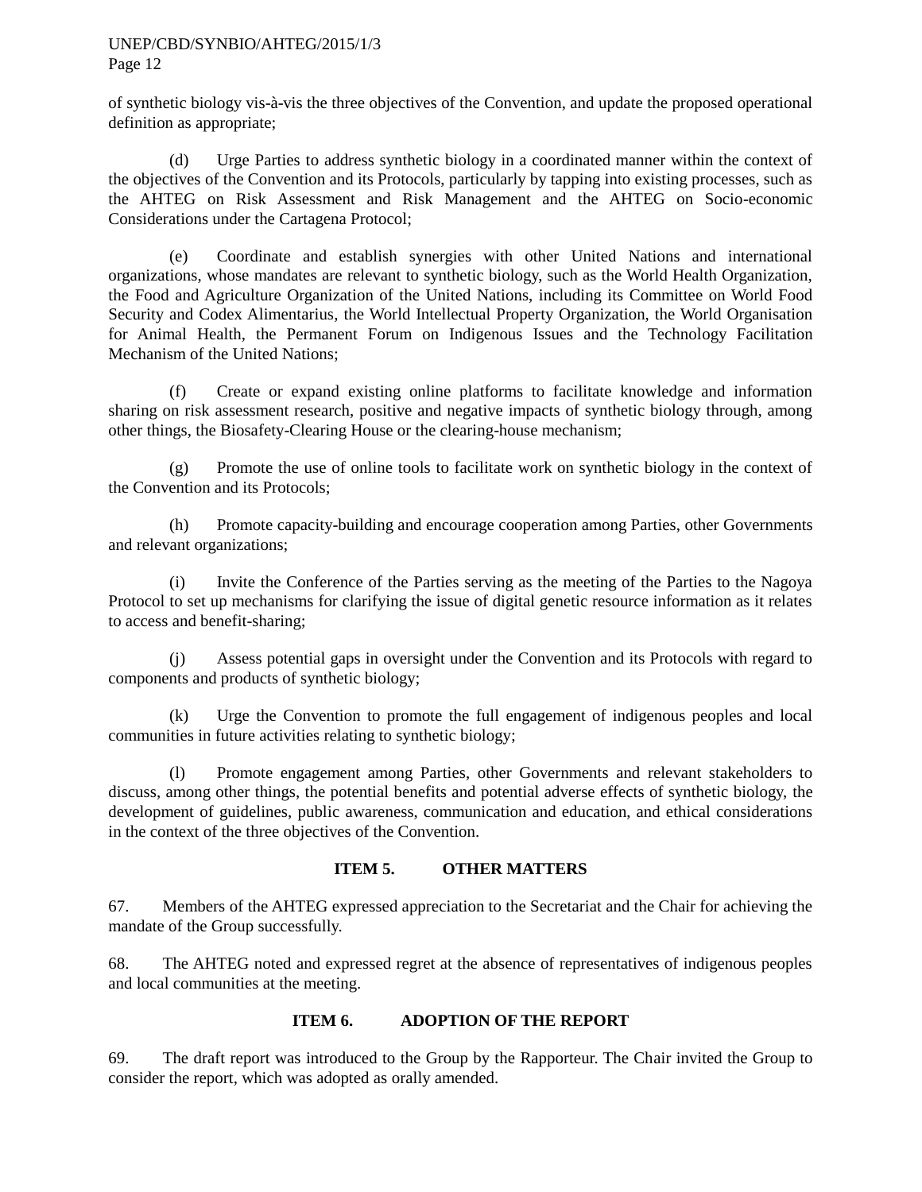of synthetic biology vis-à-vis the three objectives of the Convention, and update the proposed operational definition as appropriate;

(d) Urge Parties to address synthetic biology in a coordinated manner within the context of the objectives of the Convention and its Protocols, particularly by tapping into existing processes, such as the AHTEG on Risk Assessment and Risk Management and the AHTEG on Socio-economic Considerations under the Cartagena Protocol;

(e) Coordinate and establish synergies with other United Nations and international organizations, whose mandates are relevant to synthetic biology, such as the World Health Organization, the Food and Agriculture Organization of the United Nations, including its Committee on World Food Security and Codex Alimentarius, the World Intellectual Property Organization, the World Organisation for Animal Health, the Permanent Forum on Indigenous Issues and the Technology Facilitation Mechanism of the United Nations;

(f) Create or expand existing online platforms to facilitate knowledge and information sharing on risk assessment research, positive and negative impacts of synthetic biology through, among other things, the Biosafety-Clearing House or the clearing-house mechanism;

(g) Promote the use of online tools to facilitate work on synthetic biology in the context of the Convention and its Protocols;

(h) Promote capacity-building and encourage cooperation among Parties, other Governments and relevant organizations;

(i) Invite the Conference of the Parties serving as the meeting of the Parties to the Nagoya Protocol to set up mechanisms for clarifying the issue of digital genetic resource information as it relates to access and benefit-sharing;

(j) Assess potential gaps in oversight under the Convention and its Protocols with regard to components and products of synthetic biology;

(k) Urge the Convention to promote the full engagement of indigenous peoples and local communities in future activities relating to synthetic biology;

(l) Promote engagement among Parties, other Governments and relevant stakeholders to discuss, among other things, the potential benefits and potential adverse effects of synthetic biology, the development of guidelines, public awareness, communication and education, and ethical considerations in the context of the three objectives of the Convention.

## ITEM 5. OTHER MATTERS

67. Members of the AHTEG expressed appreciation to the Secretariat and the Chair for achieving the mandate of the Group successfully.

68. The AHTEG noted and expressed regret at the absence of representatives of indigenous peoples and local communities at the meeting.

## ITEM 6. ADOPTION OF THE REPORT

69. The draft report was introduced to the Group by the Rapporteur. The Chair invited the Group to consider the report, which was adopted as orally amended.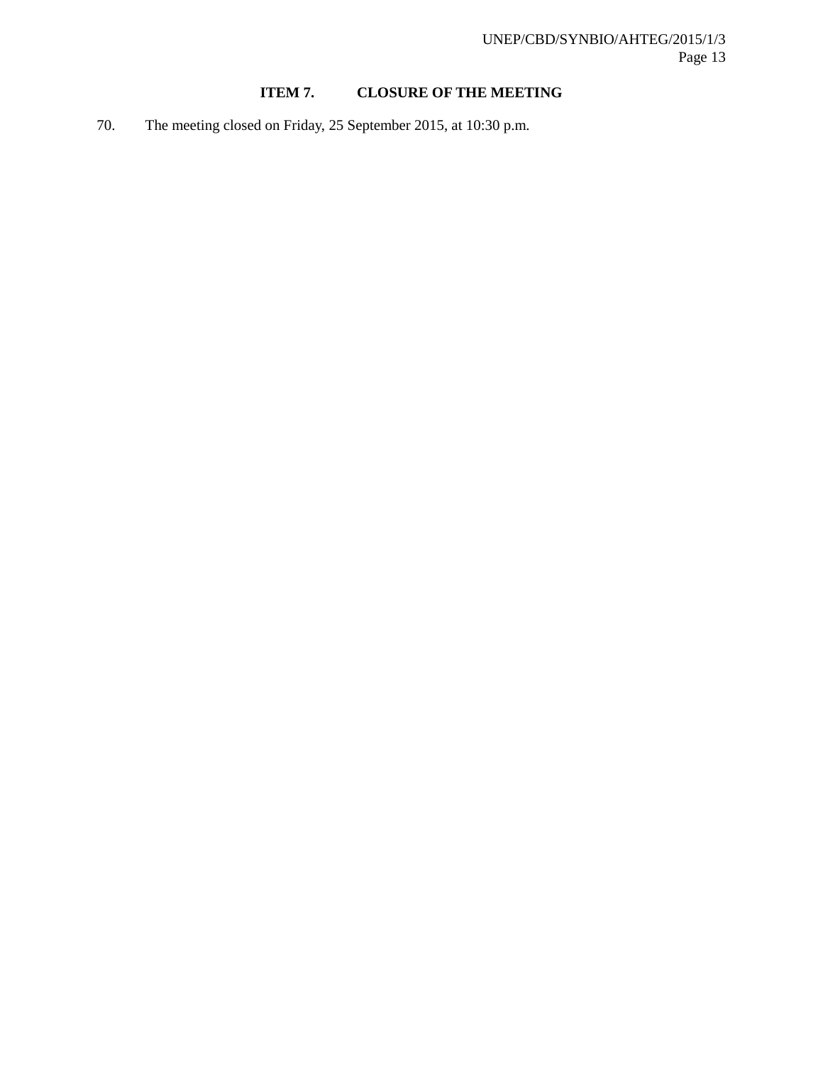## ITEM 7. CLOSURE OF THE MEETING

70. The meeting closed on Friday, 25 September 2015, at 10:30 p.m.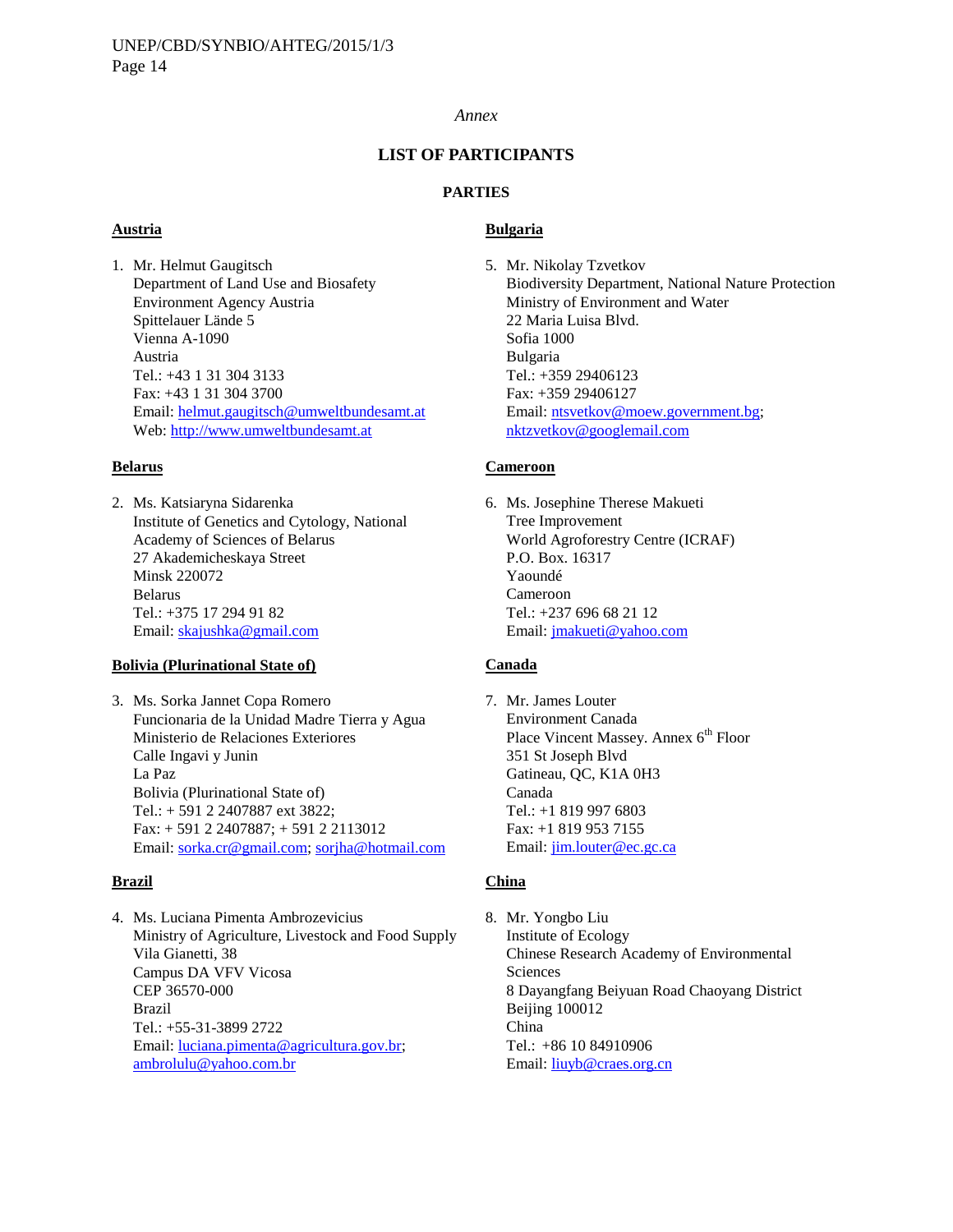*Annex*

## LIST OF PARTICIPANTS

### PARTIES

**Austria**

1. Mr. Helmut Gaugitsch
   Department of Land Use and Biosafety
   Environment Agency Austria
   Spittelauer Lände 5
   Vienna A-1090
   Austria
   Tel.: +43 1 31 304 3133
   Fax: +43 1 31 304 3700
   Email: helmut.gaugitsch@umweltbundesamt.at
   Web: http://www.umweltbundesamt.at

**Belarus**

2. Ms. Katsiaryna Sidarenka
   Institute of Genetics and Cytology, National Academy of Sciences of Belarus
   27 Akademicheskaya Street
   Minsk 220072
   Belarus
   Tel.: +375 17 294 91 82
   Email: skajushka@gmail.com

**Bolivia (Plurinational State of)**

3. Ms. Sorka Jannet Copa Romero
   Funcionaria de la Unidad Madre Tierra y Agua
   Ministerio de Relaciones Exteriores
   Calle Ingavi y Junin
   La Paz
   Bolivia (Plurinational State of)
   Tel.: + 591 2 2407887 ext 3822;
   Fax: + 591 2 2407887; + 591 2 2113012
   Email: sorka.cr@gmail.com; sorjha@hotmail.com

**Brazil**

4. Ms. Luciana Pimenta Ambrozevicius
   Ministry of Agriculture, Livestock and Food Supply
   Vila Gianetti, 38
   Campus DA VFV Vicosa
   CEP 36570-000
   Brazil
   Tel.: +55-31-3899 2722
   Email: luciana.pimenta@agricultura.gov.br; ambrolulu@yahoo.com.br

**Bulgaria**

5. Mr. Nikolay Tzvetkov
   Biodiversity Department, National Nature Protection
   Ministry of Environment and Water
   22 Maria Luisa Blvd.
   Sofia 1000
   Bulgaria
   Tel.: +359 29406123
   Fax: +359 29406127
   Email: ntsvetkov@moew.government.bg; nktzvetkov@googlemail.com

**Cameroon**

6. Ms. Josephine Therese Makueti
   Tree Improvement
   World Agroforestry Centre (ICRAF)
   P.O. Box. 16317
   Yaoundé
   Cameroon
   Tel.: +237 696 68 21 12
   Email: jmakueti@yahoo.com

**Canada**

7. Mr. James Louter
   Environment Canada
   Place Vincent Massey. Annex 6th Floor
   351 St Joseph Blvd
   Gatineau, QC, K1A 0H3
   Canada
   Tel.: +1 819 997 6803
   Fax: +1 819 953 7155
   Email: jim.louter@ec.gc.ca

**China**

8. Mr. Yongbo Liu
   Institute of Ecology
   Chinese Research Academy of Environmental Sciences
   8 Dayangfang Beiyuan Road Chaoyang District
   Beijing 100012
   China
   Tel.: +86 10 84910906
   Email: liuyb@craes.org.cn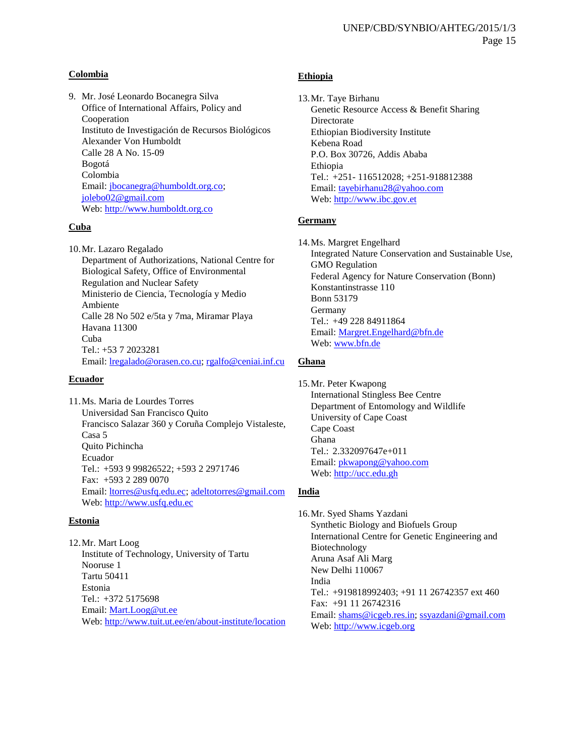**Colombia**

9. Mr. José Leonardo Bocanegra Silva
   Office of International Affairs, Policy and Cooperation
   Instituto de Investigación de Recursos Biológicos Alexander Von Humboldt
   Calle 28 A No. 15-09
   Bogotá
   Colombia
   Email: jbocanegra@humboldt.org.co; jolebo02@gmail.com
   Web: http://www.humboldt.org.co

**Cuba**

10. Mr. Lazaro Regalado
    Department of Authorizations, National Centre for Biological Safety, Office of Environmental Regulation and Nuclear Safety
    Ministerio de Ciencia, Tecnología y Medio Ambiente
    Calle 28 No 502 e/5ta y 7ma, Miramar Playa
    Havana 11300
    Cuba
    Tel.: +53 7 2023281
    Email: lregalado@orasen.co.cu; rgalfo@ceniai.inf.cu

**Ecuador**

11. Ms. Maria de Lourdes Torres
    Universidad San Francisco Quito
    Francisco Salazar 360 y Coruña Complejo Vistaleste, Casa 5
    Quito Pichincha
    Ecuador
    Tel.: +593 9 99826522; +593 2 2971746
    Fax: +593 2 289 0070
    Email: ltorres@usfq.edu.ec; adeltotorres@gmail.com
    Web: http://www.usfq.edu.ec

**Estonia**

12. Mr. Mart Loog
    Institute of Technology, University of Tartu
    Nooruse 1
    Tartu 50411
    Estonia
    Tel.: +372 5175698
    Email: Mart.Loog@ut.ee
    Web: http://www.tuit.ut.ee/en/about-institute/location

**Ethiopia**

13. Mr. Taye Birhanu
    Genetic Resource Access & Benefit Sharing Directorate
    Ethiopian Biodiversity Institute
    Kebena Road
    P.O. Box 30726, Addis Ababa
    Ethiopia
    Tel.: +251- 116512028; +251-918812388
    Email: tayebirhanu28@yahoo.com
    Web: http://www.ibc.gov.et

**Germany**

14. Ms. Margret Engelhard
    Integrated Nature Conservation and Sustainable Use, GMO Regulation
    Federal Agency for Nature Conservation (Bonn)
    Konstantinstrasse 110
    Bonn 53179
    Germany
    Tel.: +49 228 84911864
    Email: Margret.Engelhard@bfn.de
    Web: www.bfn.de

**Ghana**

15. Mr. Peter Kwapong
    International Stingless Bee Centre
    Department of Entomology and Wildlife
    University of Cape Coast
    Cape Coast
    Ghana
    Tel.: 2.332097647e+011
    Email: pkwapong@yahoo.com
    Web: http://ucc.edu.gh

**India**

16. Mr. Syed Shams Yazdani
    Synthetic Biology and Biofuels Group
    International Centre for Genetic Engineering and Biotechnology
    Aruna Asaf Ali Marg
    New Delhi 110067
    India
    Tel.: +919818992403; +91 11 26742357 ext 460
    Fax: +91 11 26742316
    Email: shams@icgeb.res.in; ssyazdani@gmail.com
    Web: http://www.icgeb.org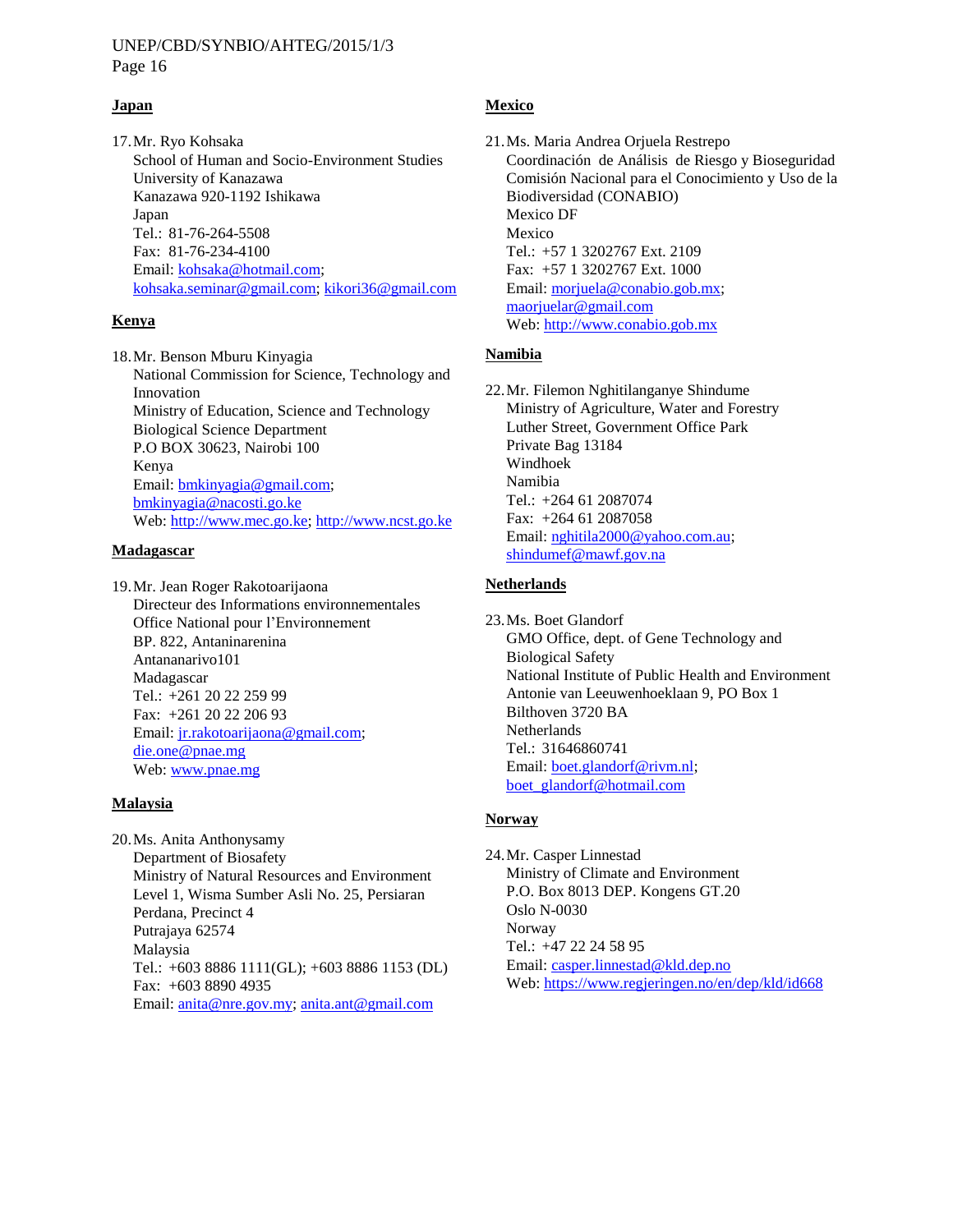**Japan**

17. Mr. Ryo Kohsaka
    School of Human and Socio-Environment Studies
    University of Kanazawa
    Kanazawa 920-1192 Ishikawa
    Japan
    Tel.: 81-76-264-5508
    Fax: 81-76-234-4100
    Email: kohsaka@hotmail.com; kohsaka.seminar@gmail.com; kikori36@gmail.com

**Kenya**

18. Mr. Benson Mburu Kinyagia
    National Commission for Science, Technology and Innovation
    Ministry of Education, Science and Technology
    Biological Science Department
    P.O BOX 30623, Nairobi 100
    Kenya
    Email: bmkinyagia@gmail.com; bmkinyagia@nacosti.go.ke
    Web: http://www.mec.go.ke; http://www.ncst.go.ke

**Madagascar**

19. Mr. Jean Roger Rakotoarijaona
    Directeur des Informations environnementales
    Office National pour l'Environnement
    BP. 822, Antaninarenina
    Antananarivo101
    Madagascar
    Tel.: +261 20 22 259 99
    Fax: +261 20 22 206 93
    Email: jr.rakotoarijaona@gmail.com; die.one@pnae.mg
    Web: www.pnae.mg

**Malaysia**

20. Ms. Anita Anthonysamy
    Department of Biosafety
    Ministry of Natural Resources and Environment
    Level 1, Wisma Sumber Asli No. 25, Persiaran Perdana, Precinct 4
    Putrajaya 62574
    Malaysia
    Tel.: +603 8886 1111(GL); +603 8886 1153 (DL)
    Fax: +603 8890 4935
    Email: anita@nre.gov.my; anita.ant@gmail.com

**Mexico**

21. Ms. Maria Andrea Orjuela Restrepo
    Coordinación de Análisis de Riesgo y Bioseguridad
    Comisión Nacional para el Conocimiento y Uso de la Biodiversidad (CONABIO)
    Mexico DF
    Mexico
    Tel.: +57 1 3202767 Ext. 2109
    Fax: +57 1 3202767 Ext. 1000
    Email: morjuela@conabio.gob.mx; maorjuelar@gmail.com
    Web: http://www.conabio.gob.mx

**Namibia**

22. Mr. Filemon Nghitilanganye Shindume
    Ministry of Agriculture, Water and Forestry
    Luther Street, Government Office Park
    Private Bag 13184
    Windhoek
    Namibia
    Tel.: +264 61 2087074
    Fax: +264 61 2087058
    Email: nghitila2000@yahoo.com.au; shindumef@mawf.gov.na

**Netherlands**

23. Ms. Boet Glandorf
    GMO Office, dept. of Gene Technology and Biological Safety
    National Institute of Public Health and Environment
    Antonie van Leeuwenhoeklaan 9, PO Box 1
    Bilthoven 3720 BA
    Netherlands
    Tel.: 31646860741
    Email: boet.glandorf@rivm.nl; boet_glandorf@hotmail.com

**Norway**

24. Mr. Casper Linnestad
    Ministry of Climate and Environment
    P.O. Box 8013 DEP. Kongens GT.20
    Oslo N-0030
    Norway
    Tel.: +47 22 24 58 95
    Email: casper.linnestad@kld.dep.no
    Web: https://www.regjeringen.no/en/dep/kld/id668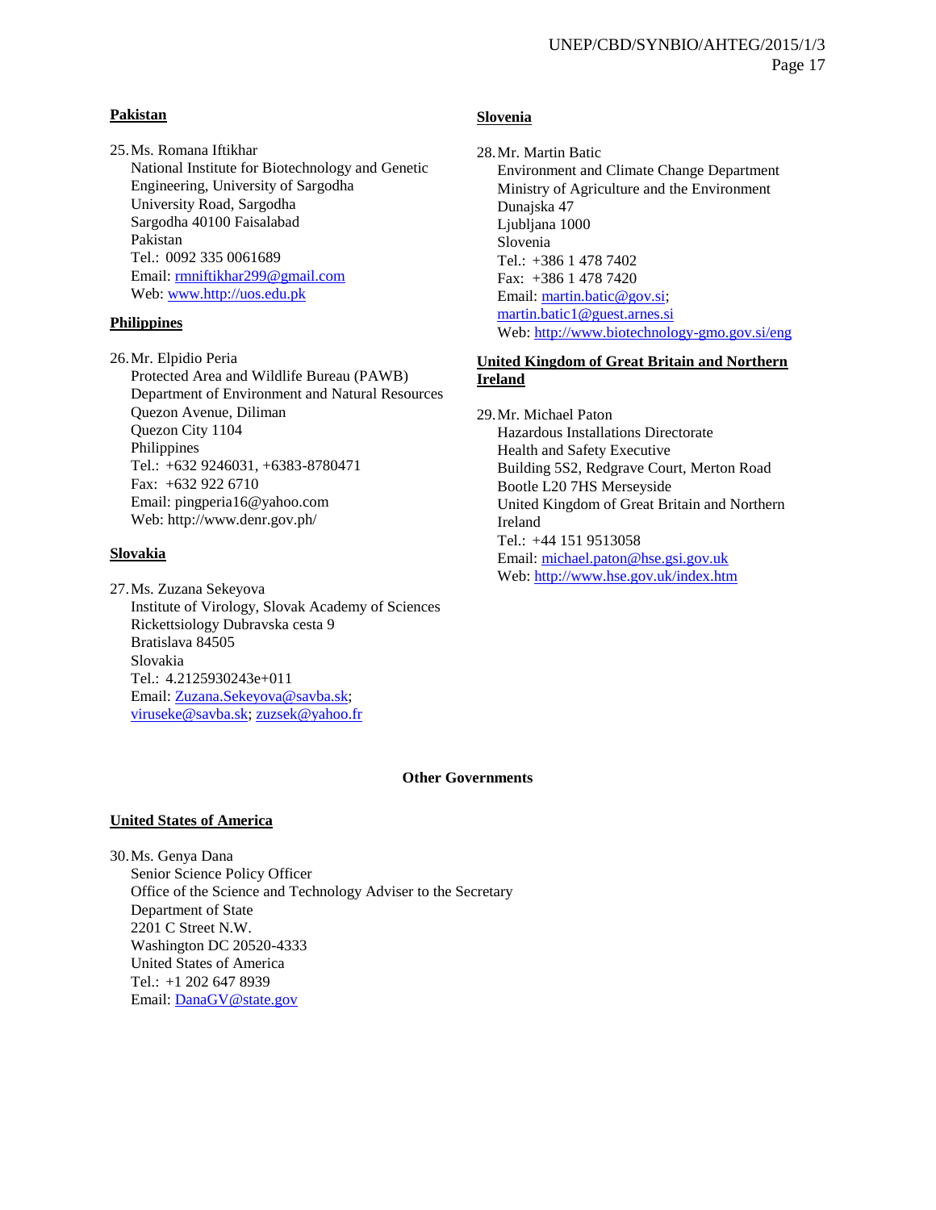**Pakistan**

25. Ms. Romana Iftikhar
National Institute for Biotechnology and Genetic Engineering, University of Sargodha
University Road, Sargodha
Sargodha 40100 Faisalabad
Pakistan
Tel.: 0092 335 0061689
Email: rmniftikhar299@gmail.com
Web: www.http://uos.edu.pk

**Philippines**

26. Mr. Elpidio Peria
Protected Area and Wildlife Bureau (PAWB)
Department of Environment and Natural Resources
Quezon Avenue, Diliman
Quezon City 1104
Philippines
Tel.: +632 9246031, +6383-8780471
Fax: +632 922 6710
Email: pingperia16@yahoo.com
Web: http://www.denr.gov.ph/

**Slovakia**

27. Ms. Zuzana Sekeyova
Institute of Virology, Slovak Academy of Sciences
Rickettsiology Dubravska cesta 9
Bratislava 84505
Slovakia
Tel.: 4.2125930243e+011
Email: Zuzana.Sekeyova@savba.sk; viruseke@savba.sk; zuzsek@yahoo.fr

**Slovenia**

28. Mr. Martin Batic
Environment and Climate Change Department
Ministry of Agriculture and the Environment
Dunajska 47
Ljubljana 1000
Slovenia
Tel.: +386 1 478 7402
Fax: +386 1 478 7420
Email: martin.batic@gov.si; martin.batic1@guest.arnes.si
Web: http://www.biotechnology-gmo.gov.si/eng

**United Kingdom of Great Britain and Northern Ireland**

29. Mr. Michael Paton
Hazardous Installations Directorate
Health and Safety Executive
Building 5S2, Redgrave Court, Merton Road
Bootle L20 7HS Merseyside
United Kingdom of Great Britain and Northern Ireland
Tel.: +44 151 9513058
Email: michael.paton@hse.gsi.gov.uk
Web: http://www.hse.gov.uk/index.htm

## Other Governments

**United States of America**

30. Ms. Genya Dana
Senior Science Policy Officer
Office of the Science and Technology Adviser to the Secretary
Department of State
2201 C Street N.W.
Washington DC 20520-4333
United States of America
Tel.: +1 202 647 8939
Email: DanaGV@state.gov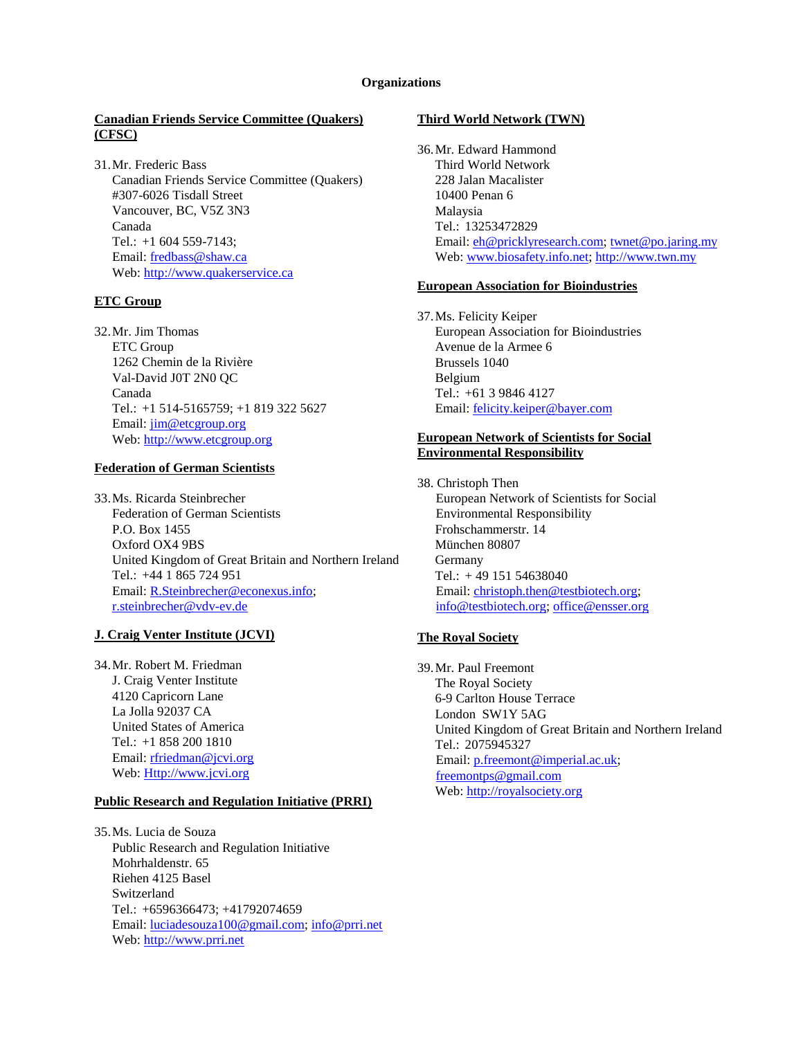## Organizations

**Canadian Friends Service Committee (Quakers) (CFSC)**

31. Mr. Frederic Bass
    Canadian Friends Service Committee (Quakers)
    #307-6026 Tisdall Street
    Vancouver, BC, V5Z 3N3
    Canada
    Tel.: +1 604 559-7143;
    Email: fredbass@shaw.ca
    Web: http://www.quakerservice.ca

**ETC Group**

32. Mr. Jim Thomas
    ETC Group
    1262 Chemin de la Rivière
    Val-David J0T 2N0 QC
    Canada
    Tel.: +1 514-5165759; +1 819 322 5627
    Email: jim@etcgroup.org
    Web: http://www.etcgroup.org

**Federation of German Scientists**

33. Ms. Ricarda Steinbrecher
    Federation of German Scientists
    P.O. Box 1455
    Oxford OX4 9BS
    United Kingdom of Great Britain and Northern Ireland
    Tel.: +44 1 865 724 951
    Email: R.Steinbrecher@econexus.info; r.steinbrecher@vdv-ev.de

**J. Craig Venter Institute (JCVI)**

34. Mr. Robert M. Friedman
    J. Craig Venter Institute
    4120 Capricorn Lane
    La Jolla 92037 CA
    United States of America
    Tel.: +1 858 200 1810
    Email: rfriedman@jcvi.org
    Web: Http://www.jcvi.org

**Public Research and Regulation Initiative (PRRI)**

35. Ms. Lucia de Souza
    Public Research and Regulation Initiative
    Mohrhaldenstr. 65
    Riehen 4125 Basel
    Switzerland
    Tel.: +6596366473; +41792074659
    Email: luciadesouza100@gmail.com; info@prri.net
    Web: http://www.prri.net

**Third World Network (TWN)**

36. Mr. Edward Hammond
    Third World Network
    228 Jalan Macalister
    10400 Penan 6
    Malaysia
    Tel.: 13253472829
    Email: eh@pricklyresearch.com; twnet@po.jaring.my
    Web: www.biosafety.info.net; http://www.twn.my

**European Association for Bioindustries**

37. Ms. Felicity Keiper
    European Association for Bioindustries
    Avenue de la Armee 6
    Brussels 1040
    Belgium
    Tel.: +61 3 9846 4127
    Email: felicity.keiper@bayer.com

**European Network of Scientists for Social Environmental Responsibility**

38. Christoph Then
    European Network of Scientists for Social Environmental Responsibility
    Frohschammerstr. 14
    München 80807
    Germany
    Tel.: + 49 151 54638040
    Email: christoph.then@testbiotech.org; info@testbiotech.org; office@ensser.org

**The Royal Society**

39. Mr. Paul Freemont
    The Royal Society
    6-9 Carlton House Terrace
    London SW1Y 5AG
    United Kingdom of Great Britain and Northern Ireland
    Tel.: 2075945327
    Email: p.freemont@imperial.ac.uk; freemontps@gmail.com
    Web: http://royalsociety.org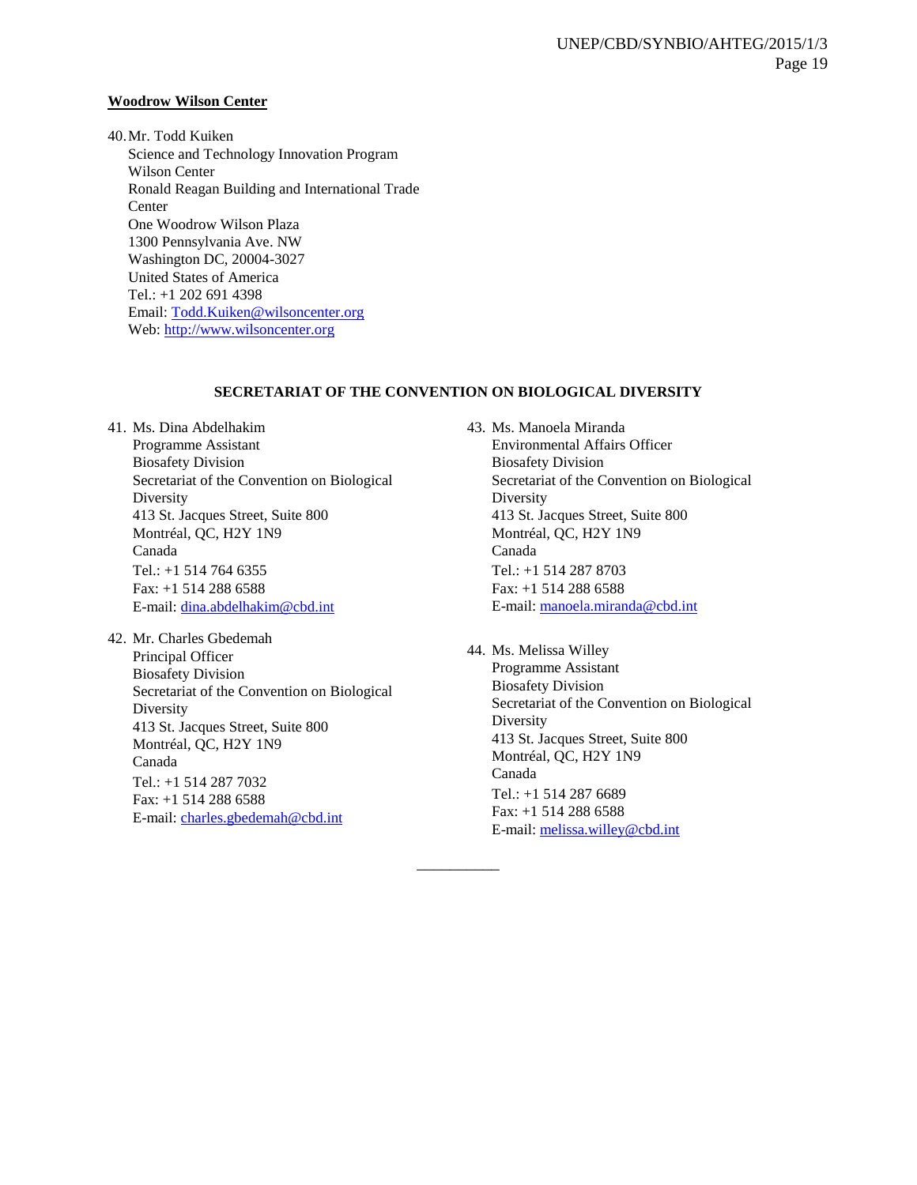**Woodrow Wilson Center**

40. Mr. Todd Kuiken
Science and Technology Innovation Program
Wilson Center
Ronald Reagan Building and International Trade Center
One Woodrow Wilson Plaza
1300 Pennsylvania Ave. NW
Washington DC, 20004-3027
United States of America
Tel.: +1 202 691 4398
Email: Todd.Kuiken@wilsoncenter.org
Web: http://www.wilsoncenter.org

## SECRETARIAT OF THE CONVENTION ON BIOLOGICAL DIVERSITY

41. Ms. Dina Abdelhakim
Programme Assistant
Biosafety Division
Secretariat of the Convention on Biological Diversity
413 St. Jacques Street, Suite 800
Montréal, QC, H2Y 1N9
Canada
Tel.: +1 514 764 6355
Fax: +1 514 288 6588
E-mail: dina.abdelhakim@cbd.int

42. Mr. Charles Gbedemah
Principal Officer
Biosafety Division
Secretariat of the Convention on Biological Diversity
413 St. Jacques Street, Suite 800
Montréal, QC, H2Y 1N9
Canada
Tel.: +1 514 287 7032
Fax: +1 514 288 6588
E-mail: charles.gbedemah@cbd.int

43. Ms. Manoela Miranda
Environmental Affairs Officer
Biosafety Division
Secretariat of the Convention on Biological Diversity
413 St. Jacques Street, Suite 800
Montréal, QC, H2Y 1N9
Canada
Tel.: +1 514 287 8703
Fax: +1 514 288 6588
E-mail: manoela.miranda@cbd.int

44. Ms. Melissa Willey
Programme Assistant
Biosafety Division
Secretariat of the Convention on Biological Diversity
413 St. Jacques Street, Suite 800
Montréal, QC, H2Y 1N9
Canada
Tel.: +1 514 287 6689
Fax: +1 514 288 6588
E-mail: melissa.willey@cbd.int

\_\_\_\_\_\_\_\_\_\_